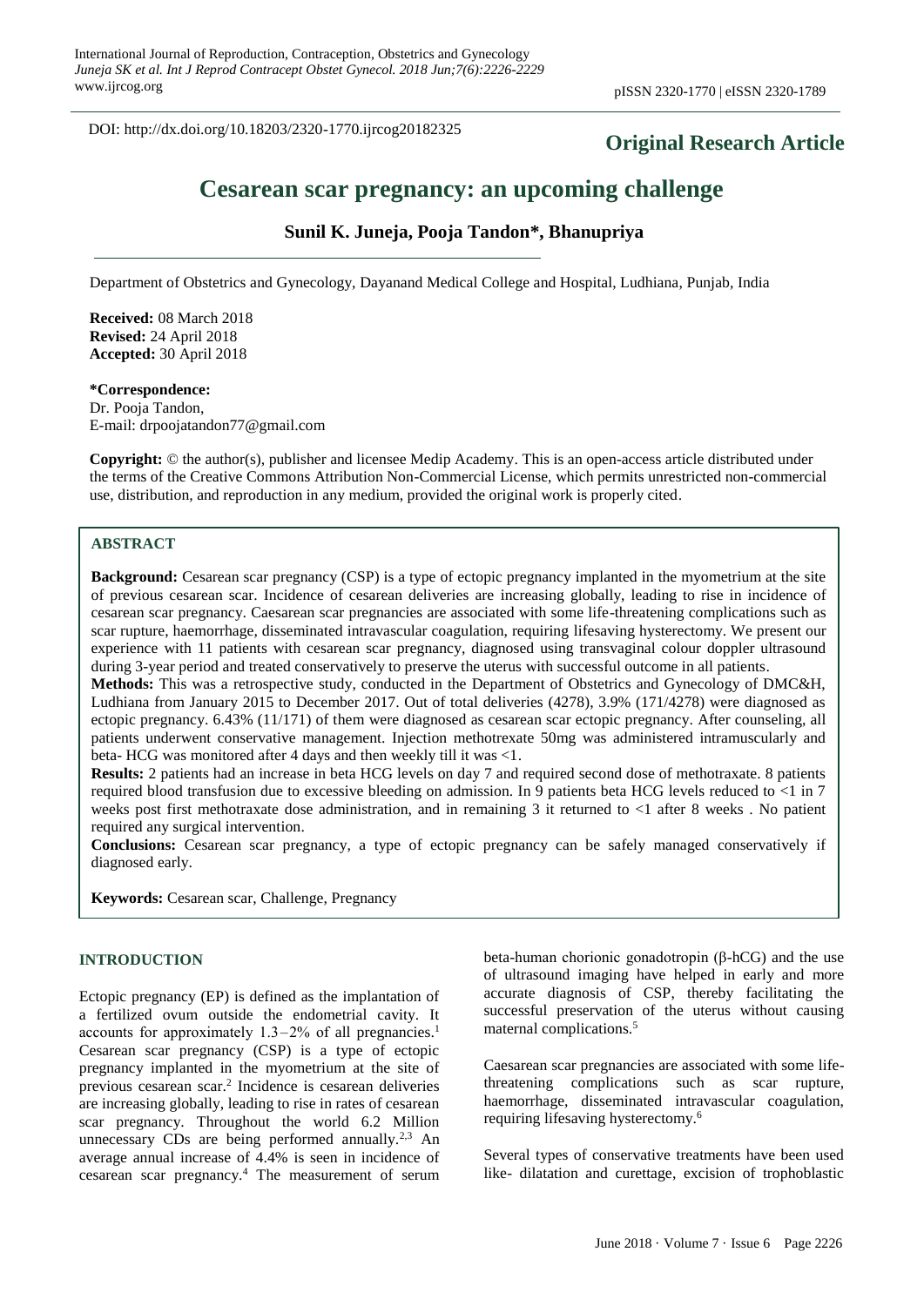DOI: http://dx.doi.org/10.18203/2320-1770.ijrcog20182325

**Original Research Article**

# Cesarean scar pregnancy: an upcoming challenge

**Sunil K. Juneja, Pooja Tandon*, Bhanupriya**

Department of Obstetrics and Gynecology, Dayanand Medical College and Hospital, Ludhiana, Punjab, India

**Received:** 08 March 2018
**Revised:** 24 April 2018
**Accepted:** 30 April 2018

**\*Correspondence:**
Dr. Pooja Tandon,
E-mail: drpoojatandon77@gmail.com

**Copyright:** © the author(s), publisher and licensee Medip Academy. This is an open-access article distributed under the terms of the Creative Commons Attribution Non-Commercial License, which permits unrestricted non-commercial use, distribution, and reproduction in any medium, provided the original work is properly cited.

## ABSTRACT

**Background:** Cesarean scar pregnancy (CSP) is a type of ectopic pregnancy implanted in the myometrium at the site of previous cesarean scar. Incidence of cesarean deliveries are increasing globally, leading to rise in incidence of cesarean scar pregnancy. Caesarean scar pregnancies are associated with some life-threatening complications such as scar rupture, haemorrhage, disseminated intravascular coagulation, requiring lifesaving hysterectomy. We present our experience with 11 patients with cesarean scar pregnancy, diagnosed using transvaginal colour doppler ultrasound during 3-year period and treated conservatively to preserve the uterus with successful outcome in all patients.

**Methods:** This was a retrospective study, conducted in the Department of Obstetrics and Gynecology of DMC&H, Ludhiana from January 2015 to December 2017. Out of total deliveries (4278), 3.9% (171/4278) were diagnosed as ectopic pregnancy. 6.43% (11/171) of them were diagnosed as cesarean scar ectopic pregnancy. After counseling, all patients underwent conservative management. Injection methotrexate 50mg was administered intramuscularly and beta- HCG was monitored after 4 days and then weekly till it was <1.

**Results:** 2 patients had an increase in beta HCG levels on day 7 and required second dose of methotraxate. 8 patients required blood transfusion due to excessive bleeding on admission. In 9 patients beta HCG levels reduced to <1 in 7 weeks post first methotraxate dose administration, and in remaining 3 it returned to <1 after 8 weeks . No patient required any surgical intervention.

**Conclusions:** Cesarean scar pregnancy, a type of ectopic pregnancy can be safely managed conservatively if diagnosed early.

**Keywords:** Cesarean scar, Challenge, Pregnancy

## INTRODUCTION

Ectopic pregnancy (EP) is defined as the implantation of a fertilized ovum outside the endometrial cavity. It accounts for approximately 1.3–2% of all pregnancies.[1] Cesarean scar pregnancy (CSP) is a type of ectopic pregnancy implanted in the myometrium at the site of previous cesarean scar.[2] Incidence is cesarean deliveries are increasing globally, leading to rise in rates of cesarean scar pregnancy. Throughout the world 6.2 Million unnecessary CDs are being performed annually.[2,3] An average annual increase of 4.4% is seen in incidence of cesarean scar pregnancy.[4] The measurement of serum beta-human chorionic gonadotropin (β-hCG) and the use of ultrasound imaging have helped in early and more accurate diagnosis of CSP, thereby facilitating the successful preservation of the uterus without causing maternal complications.[5]

Caesarean scar pregnancies are associated with some life-threatening complications such as scar rupture, haemorrhage, disseminated intravascular coagulation, requiring lifesaving hysterectomy.[6]

Several types of conservative treatments have been used like- dilatation and curettage, excision of trophoblastic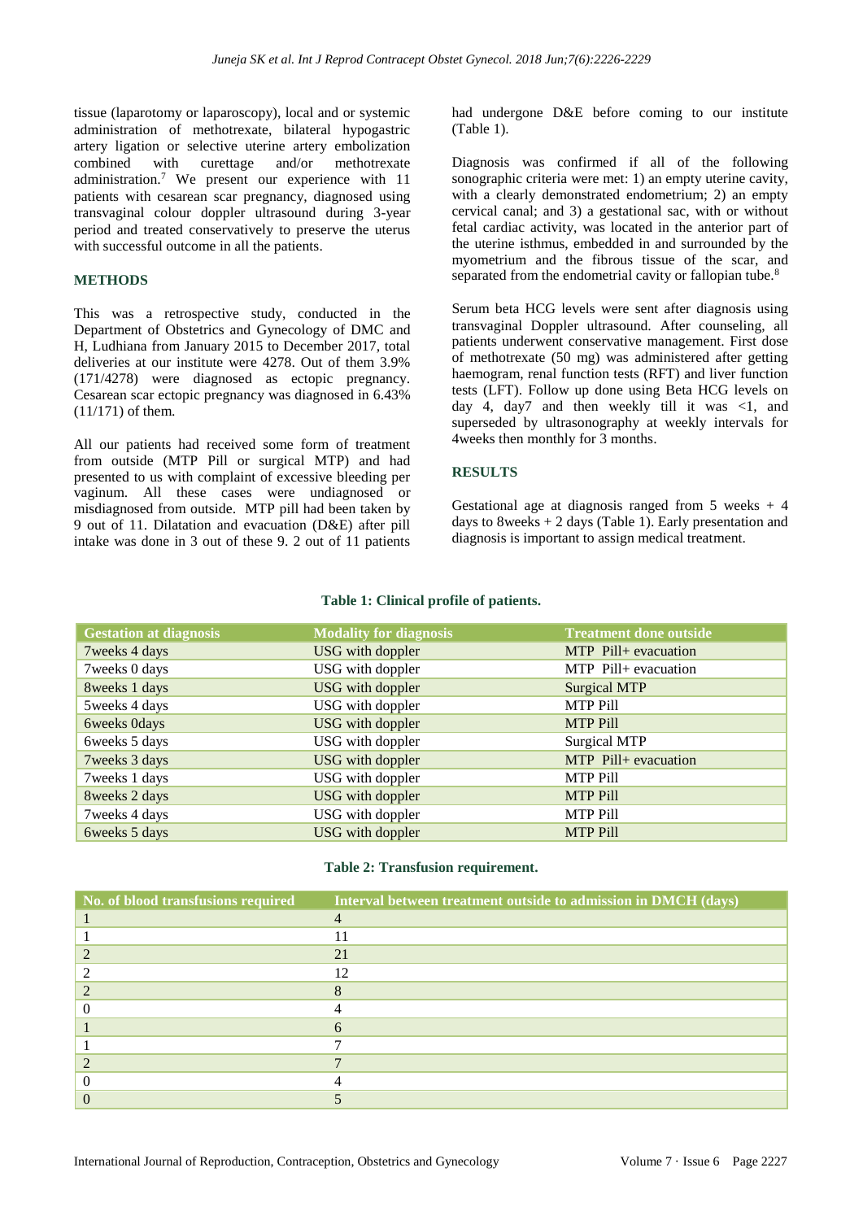tissue (laparotomy or laparoscopy), local and or systemic administration of methotrexate, bilateral hypogastric artery ligation or selective uterine artery embolization combined with curettage and/or methotrexate administration.[7] We present our experience with 11 patients with cesarean scar pregnancy, diagnosed using transvaginal colour doppler ultrasound during 3-year period and treated conservatively to preserve the uterus with successful outcome in all the patients.

## METHODS

This was a retrospective study, conducted in the Department of Obstetrics and Gynecology of DMC and H, Ludhiana from January 2015 to December 2017, total deliveries at our institute were 4278. Out of them 3.9% (171/4278) were diagnosed as ectopic pregnancy. Cesarean scar ectopic pregnancy was diagnosed in 6.43% (11/171) of them.

All our patients had received some form of treatment from outside (MTP Pill or surgical MTP) and had presented to us with complaint of excessive bleeding per vaginum. All these cases were undiagnosed or misdiagnosed from outside. MTP pill had been taken by 9 out of 11. Dilatation and evacuation (D&E) after pill intake was done in 3 out of these 9. 2 out of 11 patients had undergone D&E before coming to our institute (Table 1).

Diagnosis was confirmed if all of the following sonographic criteria were met: 1) an empty uterine cavity, with a clearly demonstrated endometrium; 2) an empty cervical canal; and 3) a gestational sac, with or without fetal cardiac activity, was located in the anterior part of the uterine isthmus, embedded in and surrounded by the myometrium and the fibrous tissue of the scar, and separated from the endometrial cavity or fallopian tube.[8]

Serum beta HCG levels were sent after diagnosis using transvaginal Doppler ultrasound. After counseling, all patients underwent conservative management. First dose of methotrexate (50 mg) was administered after getting haemogram, renal function tests (RFT) and liver function tests (LFT). Follow up done using Beta HCG levels on day 4, day7 and then weekly till it was <1, and superseded by ultrasonography at weekly intervals for 4weeks then monthly for 3 months.

## RESULTS

Gestational age at diagnosis ranged from 5 weeks + 4 days to 8weeks + 2 days (Table 1). Early presentation and diagnosis is important to assign medical treatment.

**Table 1: Clinical profile of patients.**

| Gestation at diagnosis | Modality for diagnosis | Treatment done outside |
|---|---|---|
| 7weeks 4 days | USG with doppler | MTP Pill+ evacuation |
| 7weeks 0 days | USG with doppler | MTP Pill+ evacuation |
| 8weeks 1 days | USG with doppler | Surgical MTP |
| 5weeks 4 days | USG with doppler | MTP Pill |
| 6weeks 0days | USG with doppler | MTP Pill |
| 6weeks 5 days | USG with doppler | Surgical MTP |
| 7weeks 3 days | USG with doppler | MTP Pill+ evacuation |
| 7weeks 1 days | USG with doppler | MTP Pill |
| 8weeks 2 days | USG with doppler | MTP Pill |
| 7weeks 4 days | USG with doppler | MTP Pill |
| 6weeks 5 days | USG with doppler | MTP Pill |

**Table 2: Transfusion requirement.**

| No. of blood transfusions required | Interval between treatment outside to admission in DMCH (days) |
|---|---|
| 1 | 4 |
| 1 | 11 |
| 2 | 21 |
| 2 | 12 |
| 2 | 8 |
| 0 | 4 |
| 1 | 6 |
| 1 | 7 |
| 2 | 7 |
| 0 | 4 |
| 0 | 5 |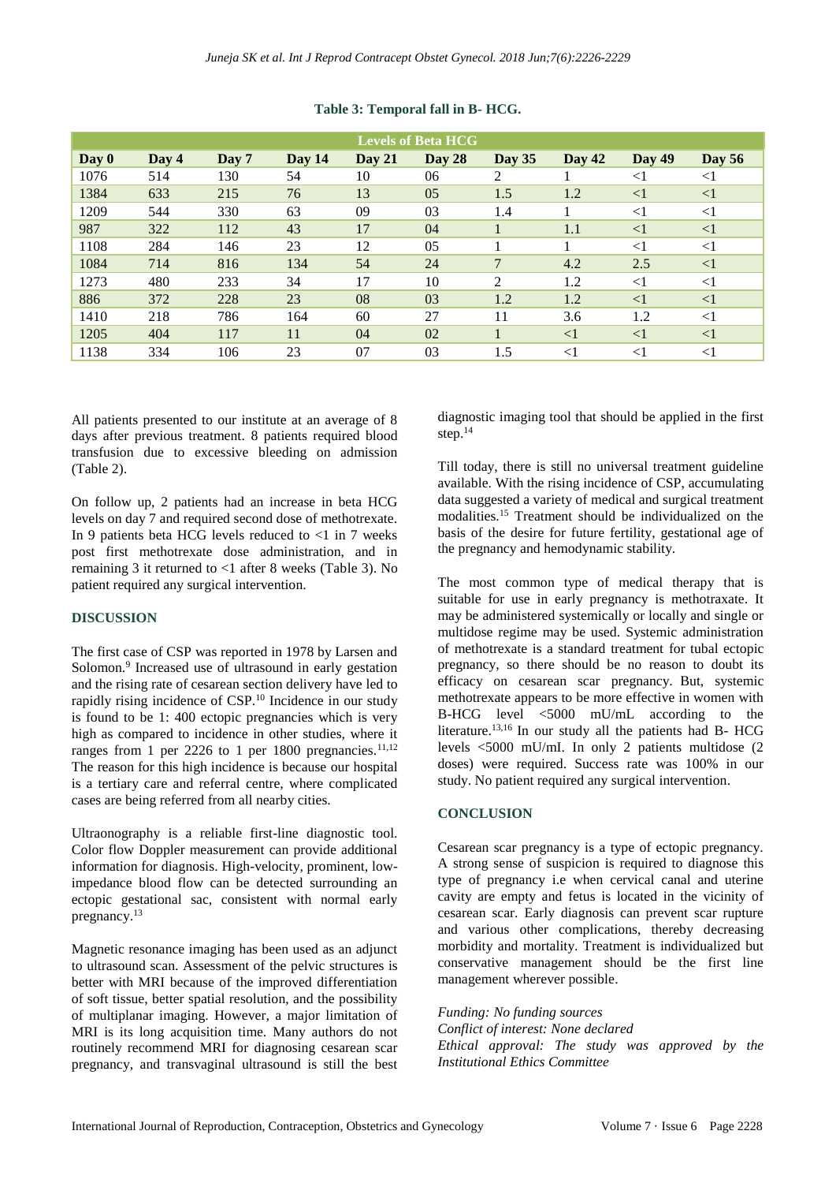**Table 3: Temporal fall in B- HCG.**

| Levels of Beta HCG | | | | | | | | | |
|---|---|---|---|---|---|---|---|---|---|
| **Day 0** | **Day 4** | **Day 7** | **Day 14** | **Day 21** | **Day 28** | **Day 35** | **Day 42** | **Day 49** | **Day 56** |
| 1076 | 514 | 130 | 54 | 10 | 06 | 2 | 1 | <1 | <1 |
| 1384 | 633 | 215 | 76 | 13 | 05 | 1.5 | 1.2 | <1 | <1 |
| 1209 | 544 | 330 | 63 | 09 | 03 | 1.4 | 1 | <1 | <1 |
| 987 | 322 | 112 | 43 | 17 | 04 | 1 | 1.1 | <1 | <1 |
| 1108 | 284 | 146 | 23 | 12 | 05 | 1 | 1 | <1 | <1 |
| 1084 | 714 | 816 | 134 | 54 | 24 | 7 | 4.2 | 2.5 | <1 |
| 1273 | 480 | 233 | 34 | 17 | 10 | 2 | 1.2 | <1 | <1 |
| 886 | 372 | 228 | 23 | 08 | 03 | 1.2 | 1.2 | <1 | <1 |
| 1410 | 218 | 786 | 164 | 60 | 27 | 11 | 3.6 | 1.2 | <1 |
| 1205 | 404 | 117 | 11 | 04 | 02 | 1 | <1 | <1 | <1 |
| 1138 | 334 | 106 | 23 | 07 | 03 | 1.5 | <1 | <1 | <1 |

All patients presented to our institute at an average of 8 days after previous treatment. 8 patients required blood transfusion due to excessive bleeding on admission (Table 2).

On follow up, 2 patients had an increase in beta HCG levels on day 7 and required second dose of methotrexate. In 9 patients beta HCG levels reduced to <1 in 7 weeks post first methotrexate dose administration, and in remaining 3 it returned to <1 after 8 weeks (Table 3). No patient required any surgical intervention.

## DISCUSSION

The first case of CSP was reported in 1978 by Larsen and Solomon.[9] Increased use of ultrasound in early gestation and the rising rate of cesarean section delivery have led to rapidly rising incidence of CSP.[10] Incidence in our study is found to be 1: 400 ectopic pregnancies which is very high as compared to incidence in other studies, where it ranges from 1 per 2226 to 1 per 1800 pregnancies.[11,12] The reason for this high incidence is because our hospital is a tertiary care and referral centre, where complicated cases are being referred from all nearby cities.

Ultranography is a reliable first-line diagnostic tool. Color flow Doppler measurement can provide additional information for diagnosis. High-velocity, prominent, low-impedance blood flow can be detected surrounding an ectopic gestational sac, consistent with normal early pregnancy.[13]

Magnetic resonance imaging has been used as an adjunct to ultrasound scan. Assessment of the pelvic structures is better with MRI because of the improved differentiation of soft tissue, better spatial resolution, and the possibility of multiplanar imaging. However, a major limitation of MRI is its long acquisition time. Many authors do not routinely recommend MRI for diagnosing cesarean scar pregnancy, and transvaginal ultrasound is still the best diagnostic imaging tool that should be applied in the first step.[14]

Till today, there is still no universal treatment guideline available. With the rising incidence of CSP, accumulating data suggested a variety of medical and surgical treatment modalities.[15] Treatment should be individualized on the basis of the desire for future fertility, gestational age of the pregnancy and hemodynamic stability.

The most common type of medical therapy that is suitable for use in early pregnancy is methotraxate. It may be administered systemically or locally and single or multidose regime may be used. Systemic administration of methotrexate is a standard treatment for tubal ectopic pregnancy, so there should be no reason to doubt its efficacy on cesarean scar pregnancy. But, systemic methotrexate appears to be more effective in women with B-HCG level <5000 mU/mL according to the literature.[13,16] In our study all the patients had B- HCG levels <5000 mU/mI. In only 2 patients multidose (2 doses) were required. Success rate was 100% in our study. No patient required any surgical intervention.

## CONCLUSION

Cesarean scar pregnancy is a type of ectopic pregnancy. A strong sense of suspicion is required to diagnose this type of pregnancy i.e when cervical canal and uterine cavity are empty and fetus is located in the vicinity of cesarean scar. Early diagnosis can prevent scar rupture and various other complications, thereby decreasing morbidity and mortality. Treatment is individualized but conservative management should be the first line management wherever possible.

*Funding: No funding sources*
*Conflict of interest: None declared*
*Ethical approval: The study was approved by the Institutional Ethics Committee*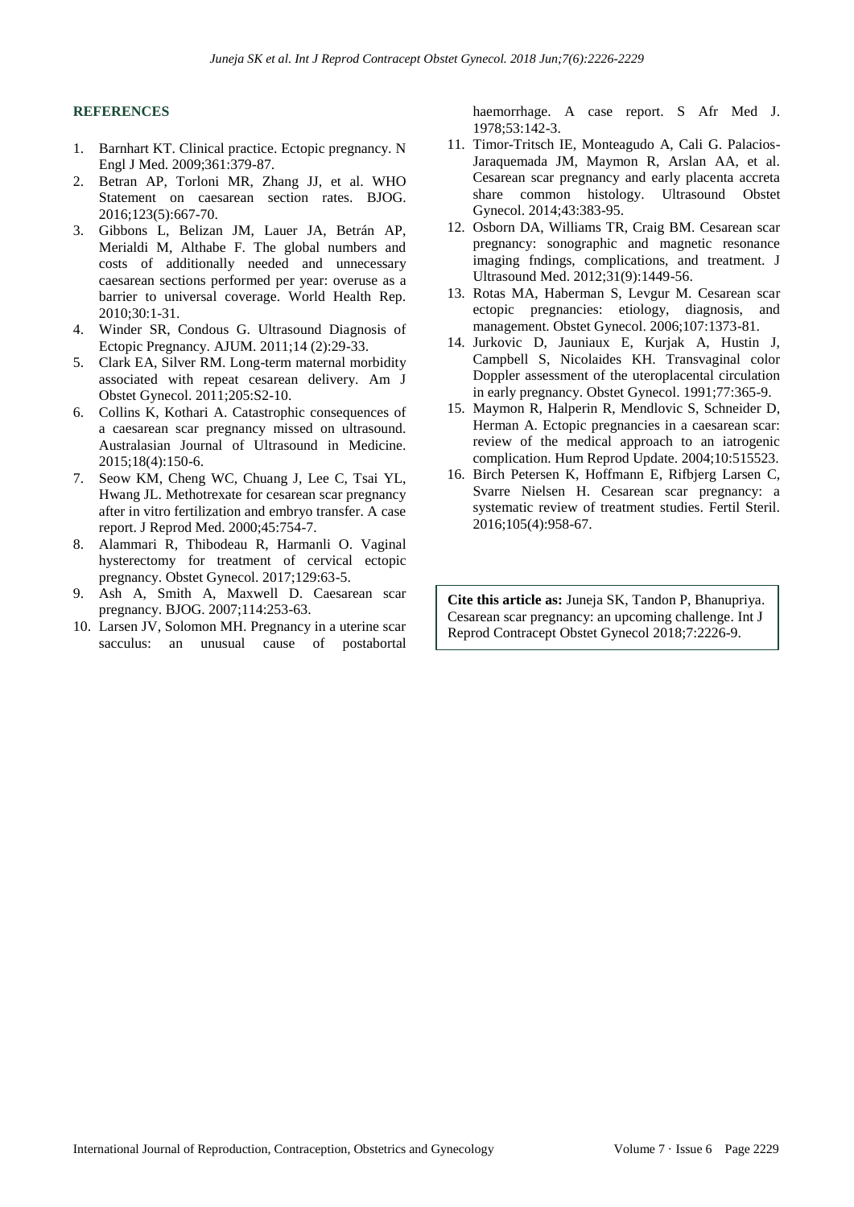## REFERENCES

1. Barnhart KT. Clinical practice. Ectopic pregnancy. N Engl J Med. 2009;361:379-87.
2. Betran AP, Torloni MR, Zhang JJ, et al. WHO Statement on caesarean section rates. BJOG. 2016;123(5):667-70.
3. Gibbons L, Belizan JM, Lauer JA, Betrán AP, Merialdi M, Althabe F. The global numbers and costs of additionally needed and unnecessary caesarean sections performed per year: overuse as a barrier to universal coverage. World Health Rep. 2010;30:1-31.
4. Winder SR, Condous G. Ultrasound Diagnosis of Ectopic Pregnancy. AJUM. 2011;14 (2):29-33.
5. Clark EA, Silver RM. Long-term maternal morbidity associated with repeat cesarean delivery. Am J Obstet Gynecol. 2011;205:S2-10.
6. Collins K, Kothari A. Catastrophic consequences of a caesarean scar pregnancy missed on ultrasound. Australasian Journal of Ultrasound in Medicine. 2015;18(4):150-6.
7. Seow KM, Cheng WC, Chuang J, Lee C, Tsai YL, Hwang JL. Methotrexate for cesarean scar pregnancy after in vitro fertilization and embryo transfer. A case report. J Reprod Med. 2000;45:754-7.
8. Alammari R, Thibodeau R, Harmanli O. Vaginal hysterectomy for treatment of cervical ectopic pregnancy. Obstet Gynecol. 2017;129:63-5.
9. Ash A, Smith A, Maxwell D. Caesarean scar pregnancy. BJOG. 2007;114:253-63.
10. Larsen JV, Solomon MH. Pregnancy in a uterine scar sacculus: an unusual cause of postabortal haemorrhage. A case report. S Afr Med J. 1978;53:142-3.
11. Timor-Tritsch IE, Monteagudo A, Cali G. Palacios-Jaraquemada JM, Maymon R, Arslan AA, et al. Cesarean scar pregnancy and early placenta accreta share common histology. Ultrasound Obstet Gynecol. 2014;43:383-95.
12. Osborn DA, Williams TR, Craig BM. Cesarean scar pregnancy: sonographic and magnetic resonance imaging fndings, complications, and treatment. J Ultrasound Med. 2012;31(9):1449-56.
13. Rotas MA, Haberman S, Levgur M. Cesarean scar ectopic pregnancies: etiology, diagnosis, and management. Obstet Gynecol. 2006;107:1373-81.
14. Jurkovic D, Jauniaux E, Kurjak A, Hustin J, Campbell S, Nicolaides KH. Transvaginal color Doppler assessment of the uteroplacental circulation in early pregnancy. Obstet Gynecol. 1991;77:365-9.
15. Maymon R, Halperin R, Mendlovic S, Schneider D, Herman A. Ectopic pregnancies in a caesarean scar: review of the medical approach to an iatrogenic complication. Hum Reprod Update. 2004;10:515523.
16. Birch Petersen K, Hoffmann E, Rifbjerg Larsen C, Svarre Nielsen H. Cesarean scar pregnancy: a systematic review of treatment studies. Fertil Steril. 2016;105(4):958-67.

**Cite this article as:** Juneja SK, Tandon P, Bhanupriya. Cesarean scar pregnancy: an upcoming challenge. Int J Reprod Contracept Obstet Gynecol 2018;7:2226-9.